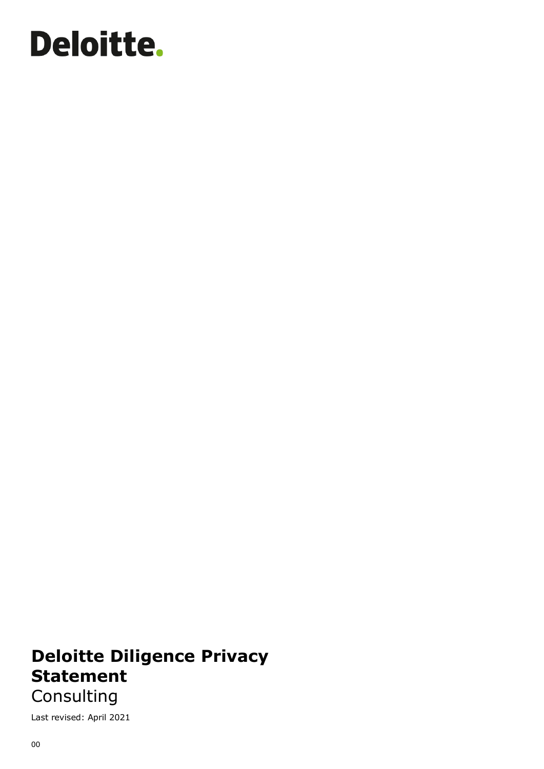Deloitte.

# Deloitte Diligence Privacy Statement

Consulting

Last revised: April 2021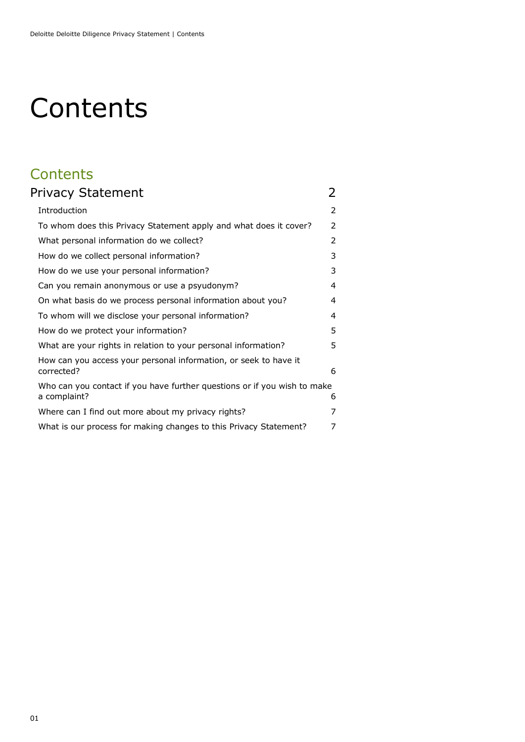# Contents

## Contents

| Privacy Statement | 2 |
| --- | --- |
| Introduction | 2 |
| To whom does this Privacy Statement apply and what does it cover? | 2 |
| What personal information do we collect? | 2 |
| How do we collect personal information? | 3 |
| How do we use your personal information? | 3 |
| Can you remain anonymous or use a psyudonym? | 4 |
| On what basis do we process personal information about you? | 4 |
| To whom will we disclose your personal information? | 4 |
| How do we protect your information? | 5 |
| What are your rights in relation to your personal information? | 5 |
| How can you access your personal information, or seek to have it corrected? | 6 |
| Who can you contact if you have further questions or if you wish to make a complaint? | 6 |
| Where can I find out more about my privacy rights? | 7 |
| What is our process for making changes to this Privacy Statement? | 7 |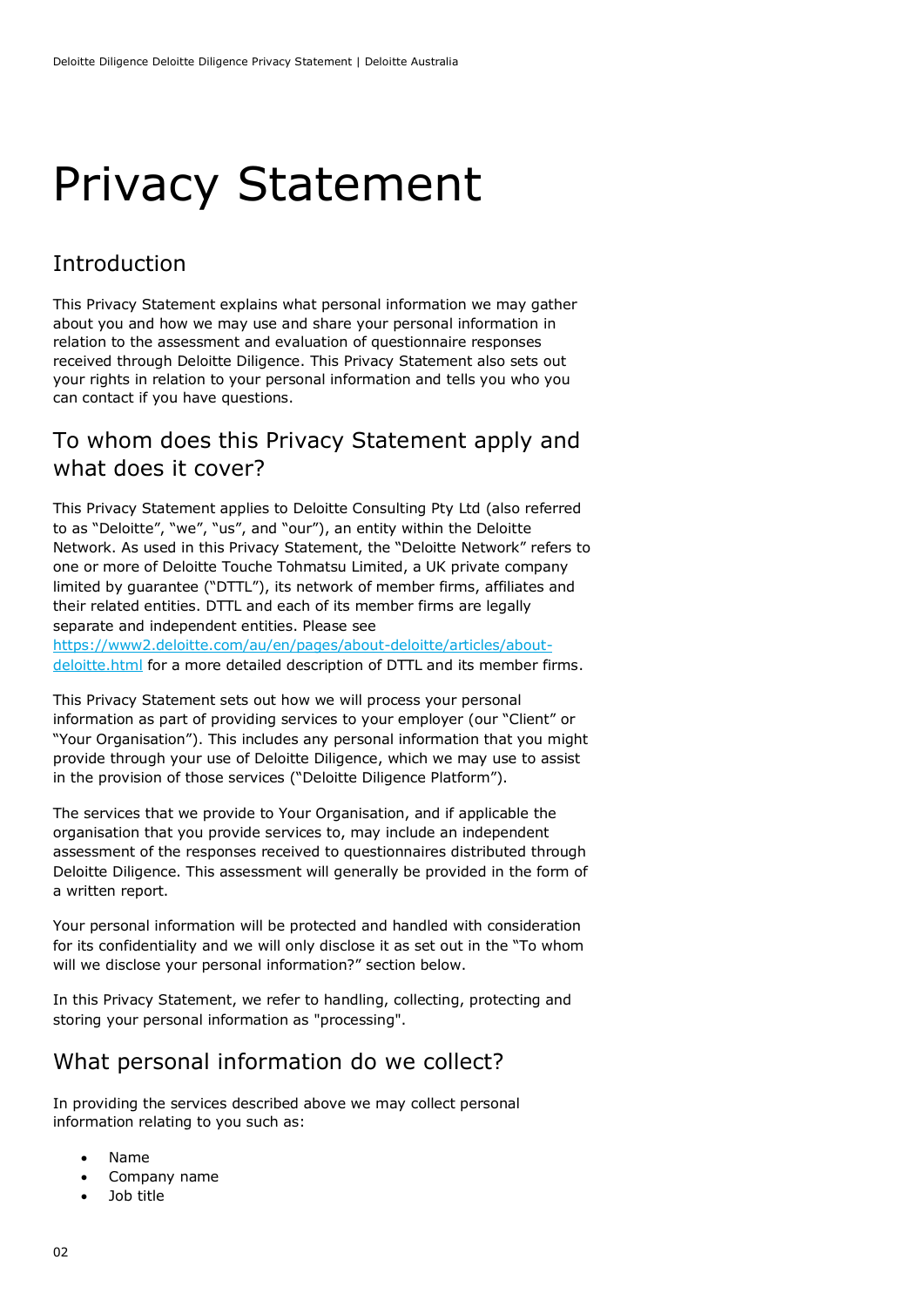# Privacy Statement

## Introduction

This Privacy Statement explains what personal information we may gather about you and how we may use and share your personal information in relation to the assessment and evaluation of questionnaire responses received through Deloitte Diligence. This Privacy Statement also sets out your rights in relation to your personal information and tells you who you can contact if you have questions.

## To whom does this Privacy Statement apply and what does it cover?

This Privacy Statement applies to Deloitte Consulting Pty Ltd (also referred to as "Deloitte", "we", "us", and "our"), an entity within the Deloitte Network. As used in this Privacy Statement, the "Deloitte Network" refers to one or more of Deloitte Touche Tohmatsu Limited, a UK private company limited by guarantee ("DTTL"), its network of member firms, affiliates and their related entities. DTTL and each of its member firms are legally separate and independent entities. Please see [https://www2.deloitte.com/au/en/pages/about-deloitte/articles/about-deloitte.html](https://www2.deloitte.com/au/en/pages/about-deloitte/articles/about-deloitte.html) for a more detailed description of DTTL and its member firms.

This Privacy Statement sets out how we will process your personal information as part of providing services to your employer (our "Client" or "Your Organisation"). This includes any personal information that you might provide through your use of Deloitte Diligence, which we may use to assist in the provision of those services ("Deloitte Diligence Platform").

The services that we provide to Your Organisation, and if applicable the organisation that you provide services to, may include an independent assessment of the responses received to questionnaires distributed through Deloitte Diligence. This assessment will generally be provided in the form of a written report.

Your personal information will be protected and handled with consideration for its confidentiality and we will only disclose it as set out in the "To whom will we disclose your personal information?" section below.

In this Privacy Statement, we refer to handling, collecting, protecting and storing your personal information as "processing".

## What personal information do we collect?

In providing the services described above we may collect personal information relating to you such as:

- Name
- Company name
- Job title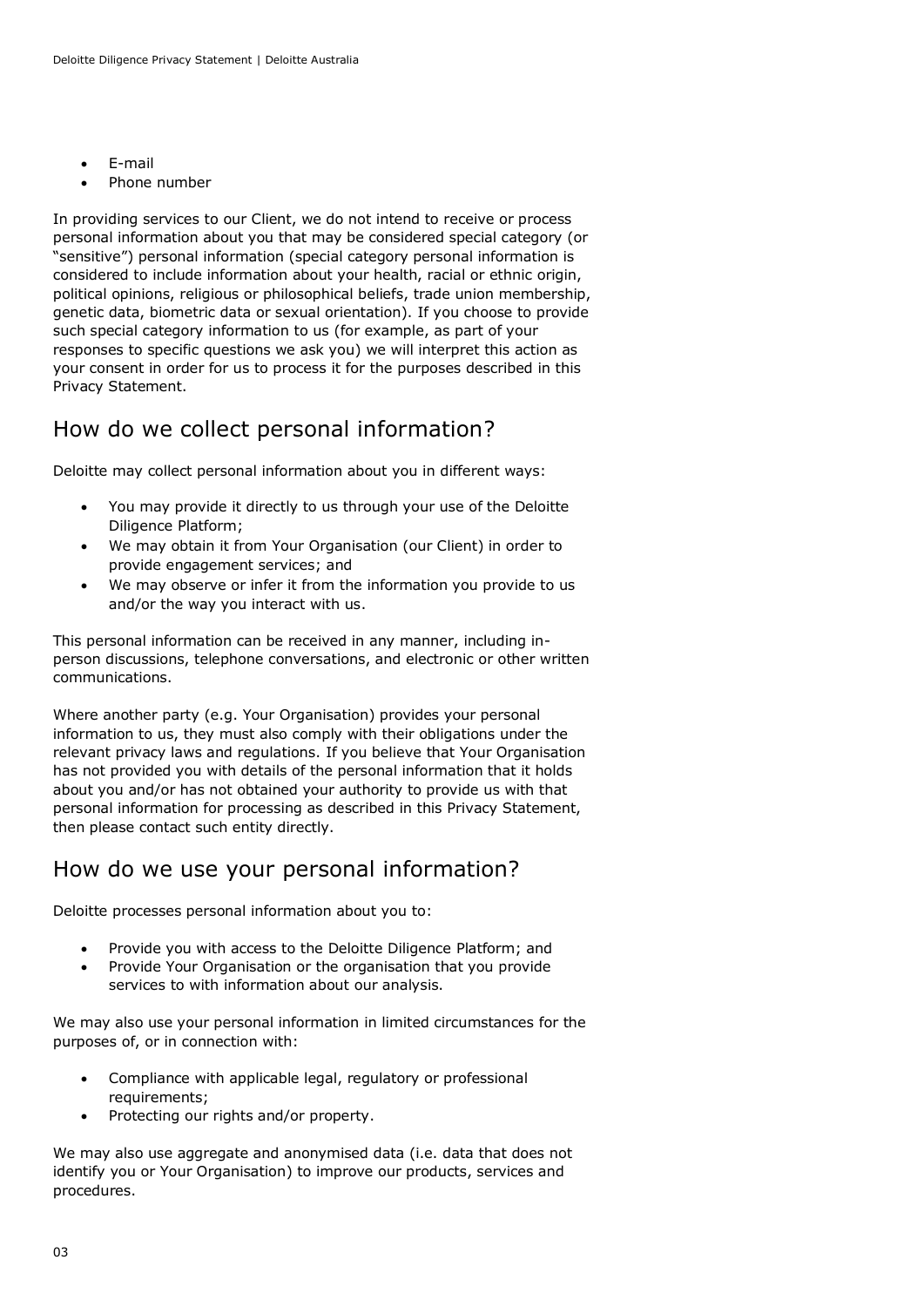- E-mail
- Phone number

In providing services to our Client, we do not intend to receive or process personal information about you that may be considered special category (or "sensitive") personal information (special category personal information is considered to include information about your health, racial or ethnic origin, political opinions, religious or philosophical beliefs, trade union membership, genetic data, biometric data or sexual orientation). If you choose to provide such special category information to us (for example, as part of your responses to specific questions we ask you) we will interpret this action as your consent in order for us to process it for the purposes described in this Privacy Statement.

## How do we collect personal information?

Deloitte may collect personal information about you in different ways:

- You may provide it directly to us through your use of the Deloitte Diligence Platform;
- We may obtain it from Your Organisation (our Client) in order to provide engagement services; and
- We may observe or infer it from the information you provide to us and/or the way you interact with us.

This personal information can be received in any manner, including in-person discussions, telephone conversations, and electronic or other written communications.

Where another party (e.g. Your Organisation) provides your personal information to us, they must also comply with their obligations under the relevant privacy laws and regulations. If you believe that Your Organisation has not provided you with details of the personal information that it holds about you and/or has not obtained your authority to provide us with that personal information for processing as described in this Privacy Statement, then please contact such entity directly.

## How do we use your personal information?

Deloitte processes personal information about you to:

- Provide you with access to the Deloitte Diligence Platform; and
- Provide Your Organisation or the organisation that you provide services to with information about our analysis.

We may also use your personal information in limited circumstances for the purposes of, or in connection with:

- Compliance with applicable legal, regulatory or professional requirements;
- Protecting our rights and/or property.

We may also use aggregate and anonymised data (i.e. data that does not identify you or Your Organisation) to improve our products, services and procedures.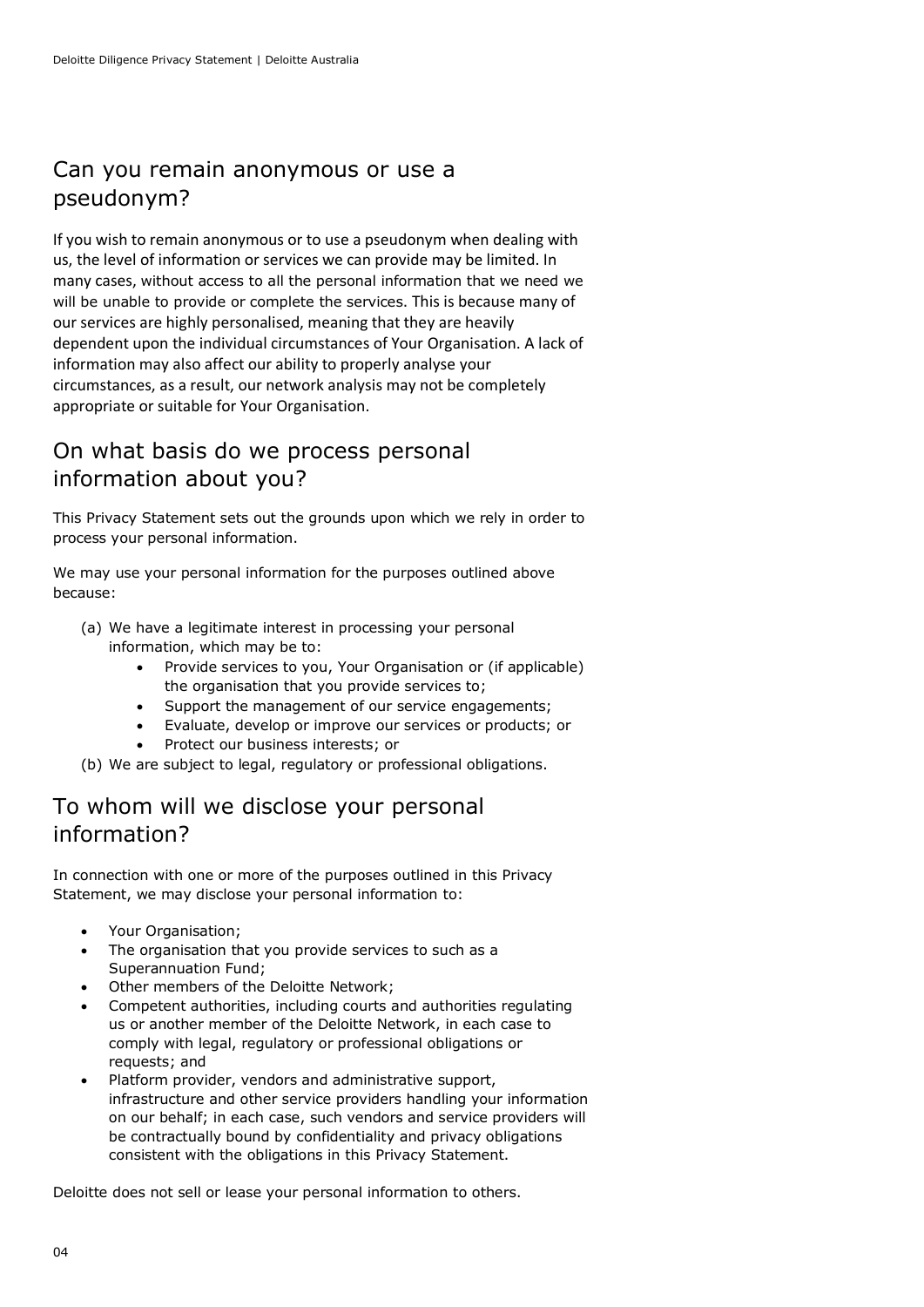## Can you remain anonymous or use a pseudonym?

If you wish to remain anonymous or to use a pseudonym when dealing with us, the level of information or services we can provide may be limited. In many cases, without access to all the personal information that we need we will be unable to provide or complete the services. This is because many of our services are highly personalised, meaning that they are heavily dependent upon the individual circumstances of Your Organisation. A lack of information may also affect our ability to properly analyse your circumstances, as a result, our network analysis may not be completely appropriate or suitable for Your Organisation.

## On what basis do we process personal information about you?

This Privacy Statement sets out the grounds upon which we rely in order to process your personal information.

We may use your personal information for the purposes outlined above because:

(a) We have a legitimate interest in processing your personal information, which may be to:
   - Provide services to you, Your Organisation or (if applicable) the organisation that you provide services to;
   - Support the management of our service engagements;
   - Evaluate, develop or improve our services or products; or
   - Protect our business interests; or

(b) We are subject to legal, regulatory or professional obligations.

## To whom will we disclose your personal information?

In connection with one or more of the purposes outlined in this Privacy Statement, we may disclose your personal information to:

- Your Organisation;
- The organisation that you provide services to such as a Superannuation Fund;
- Other members of the Deloitte Network;
- Competent authorities, including courts and authorities regulating us or another member of the Deloitte Network, in each case to comply with legal, regulatory or professional obligations or requests; and
- Platform provider, vendors and administrative support, infrastructure and other service providers handling your information on our behalf; in each case, such vendors and service providers will be contractually bound by confidentiality and privacy obligations consistent with the obligations in this Privacy Statement.

Deloitte does not sell or lease your personal information to others.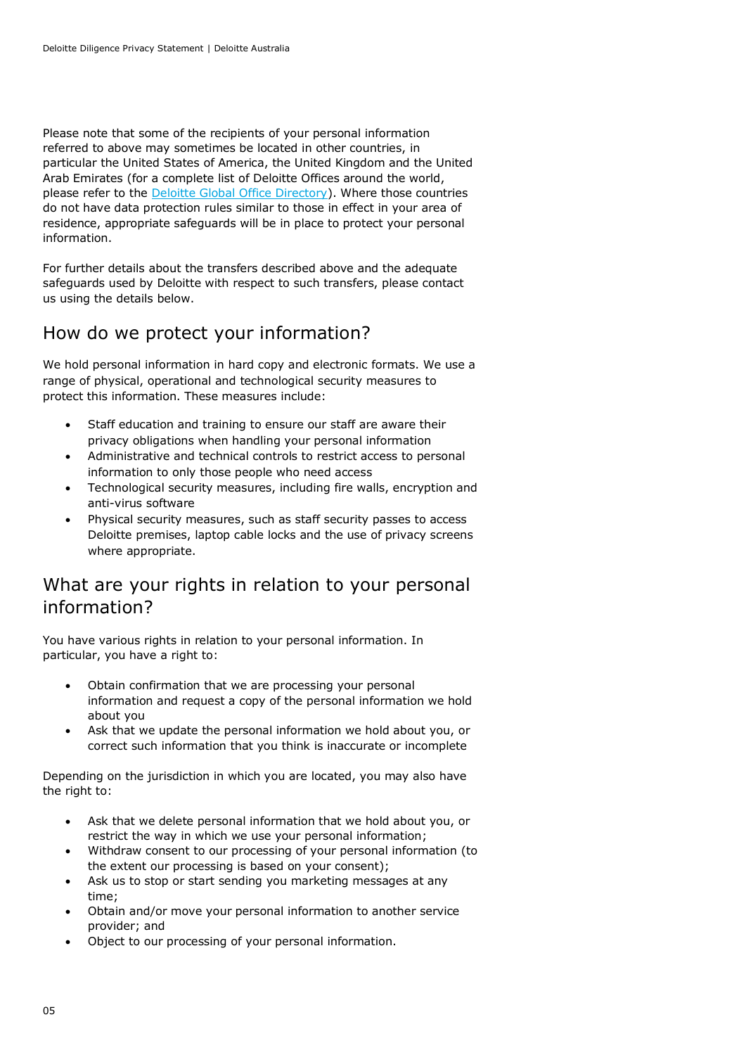Please note that some of the recipients of your personal information referred to above may sometimes be located in other countries, in particular the United States of America, the United Kingdom and the United Arab Emirates (for a complete list of Deloitte Offices around the world, please refer to the [Deloitte Global Office Directory](#)). Where those countries do not have data protection rules similar to those in effect in your area of residence, appropriate safeguards will be in place to protect your personal information.

For further details about the transfers described above and the adequate safeguards used by Deloitte with respect to such transfers, please contact us using the details below.

## How do we protect your information?

We hold personal information in hard copy and electronic formats. We use a range of physical, operational and technological security measures to protect this information. These measures include:

- Staff education and training to ensure our staff are aware their privacy obligations when handling your personal information
- Administrative and technical controls to restrict access to personal information to only those people who need access
- Technological security measures, including fire walls, encryption and anti-virus software
- Physical security measures, such as staff security passes to access Deloitte premises, laptop cable locks and the use of privacy screens where appropriate.

## What are your rights in relation to your personal information?

You have various rights in relation to your personal information. In particular, you have a right to:

- Obtain confirmation that we are processing your personal information and request a copy of the personal information we hold about you
- Ask that we update the personal information we hold about you, or correct such information that you think is inaccurate or incomplete

Depending on the jurisdiction in which you are located, you may also have the right to:

- Ask that we delete personal information that we hold about you, or restrict the way in which we use your personal information;
- Withdraw consent to our processing of your personal information (to the extent our processing is based on your consent);
- Ask us to stop or start sending you marketing messages at any time;
- Obtain and/or move your personal information to another service provider; and
- Object to our processing of your personal information.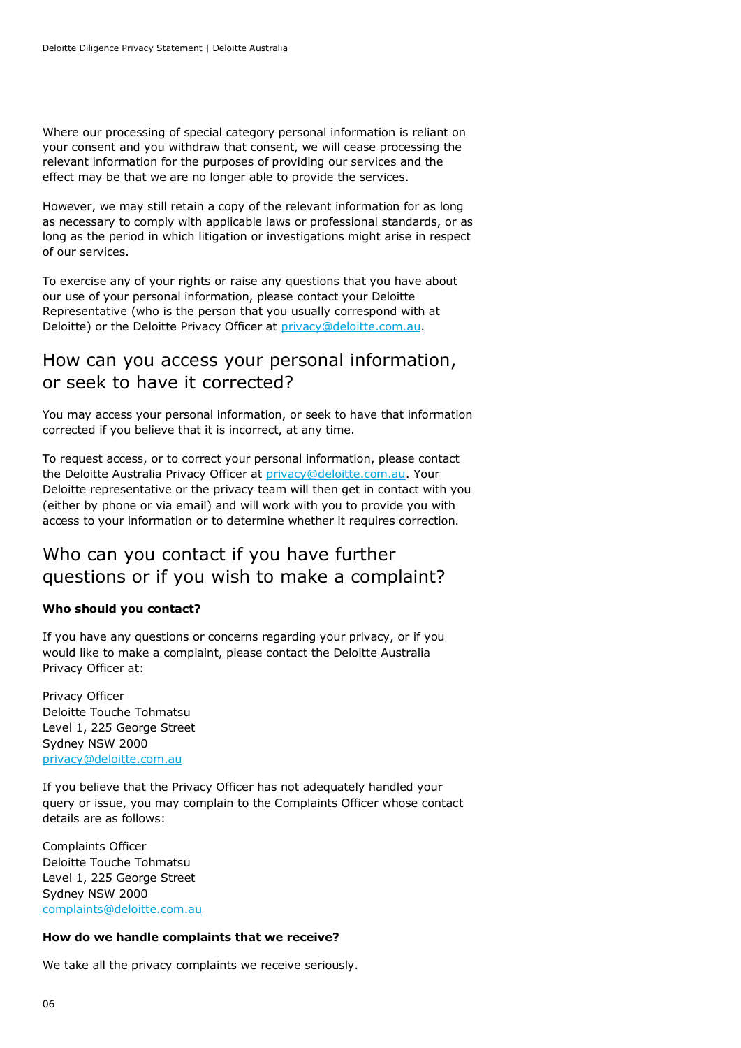Where our processing of special category personal information is reliant on your consent and you withdraw that consent, we will cease processing the relevant information for the purposes of providing our services and the effect may be that we are no longer able to provide the services.

However, we may still retain a copy of the relevant information for as long as necessary to comply with applicable laws or professional standards, or as long as the period in which litigation or investigations might arise in respect of our services.

To exercise any of your rights or raise any questions that you have about our use of your personal information, please contact your Deloitte Representative (who is the person that you usually correspond with at Deloitte) or the Deloitte Privacy Officer at privacy@deloitte.com.au.

## How can you access your personal information, or seek to have it corrected?

You may access your personal information, or seek to have that information corrected if you believe that it is incorrect, at any time.

To request access, or to correct your personal information, please contact the Deloitte Australia Privacy Officer at privacy@deloitte.com.au. Your Deloitte representative or the privacy team will then get in contact with you (either by phone or via email) and will work with you to provide you with access to your information or to determine whether it requires correction.

## Who can you contact if you have further questions or if you wish to make a complaint?

**Who should you contact?**

If you have any questions or concerns regarding your privacy, or if you would like to make a complaint, please contact the Deloitte Australia Privacy Officer at:

Privacy Officer
Deloitte Touche Tohmatsu
Level 1, 225 George Street
Sydney NSW 2000
privacy@deloitte.com.au

If you believe that the Privacy Officer has not adequately handled your query or issue, you may complain to the Complaints Officer whose contact details are as follows:

Complaints Officer
Deloitte Touche Tohmatsu
Level 1, 225 George Street
Sydney NSW 2000
complaints@deloitte.com.au

**How do we handle complaints that we receive?**

We take all the privacy complaints we receive seriously.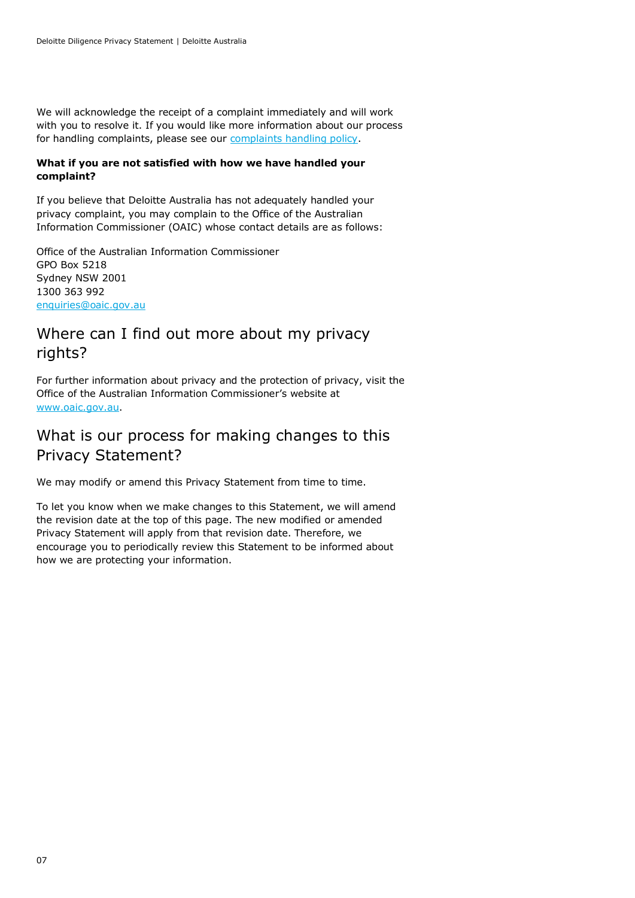We will acknowledge the receipt of a complaint immediately and will work with you to resolve it. If you would like more information about our process for handling complaints, please see our [complaints handling policy](#).

**What if you are not satisfied with how we have handled your complaint?**

If you believe that Deloitte Australia has not adequately handled your privacy complaint, you may complain to the Office of the Australian Information Commissioner (OAIC) whose contact details are as follows:

Office of the Australian Information Commissioner
GPO Box 5218
Sydney NSW 2001
1300 363 992
enquiries@oaic.gov.au

## Where can I find out more about my privacy rights?

For further information about privacy and the protection of privacy, visit the Office of the Australian Information Commissioner's website at www.oaic.gov.au.

## What is our process for making changes to this Privacy Statement?

We may modify or amend this Privacy Statement from time to time.

To let you know when we make changes to this Statement, we will amend the revision date at the top of this page. The new modified or amended Privacy Statement will apply from that revision date. Therefore, we encourage you to periodically review this Statement to be informed about how we are protecting your information.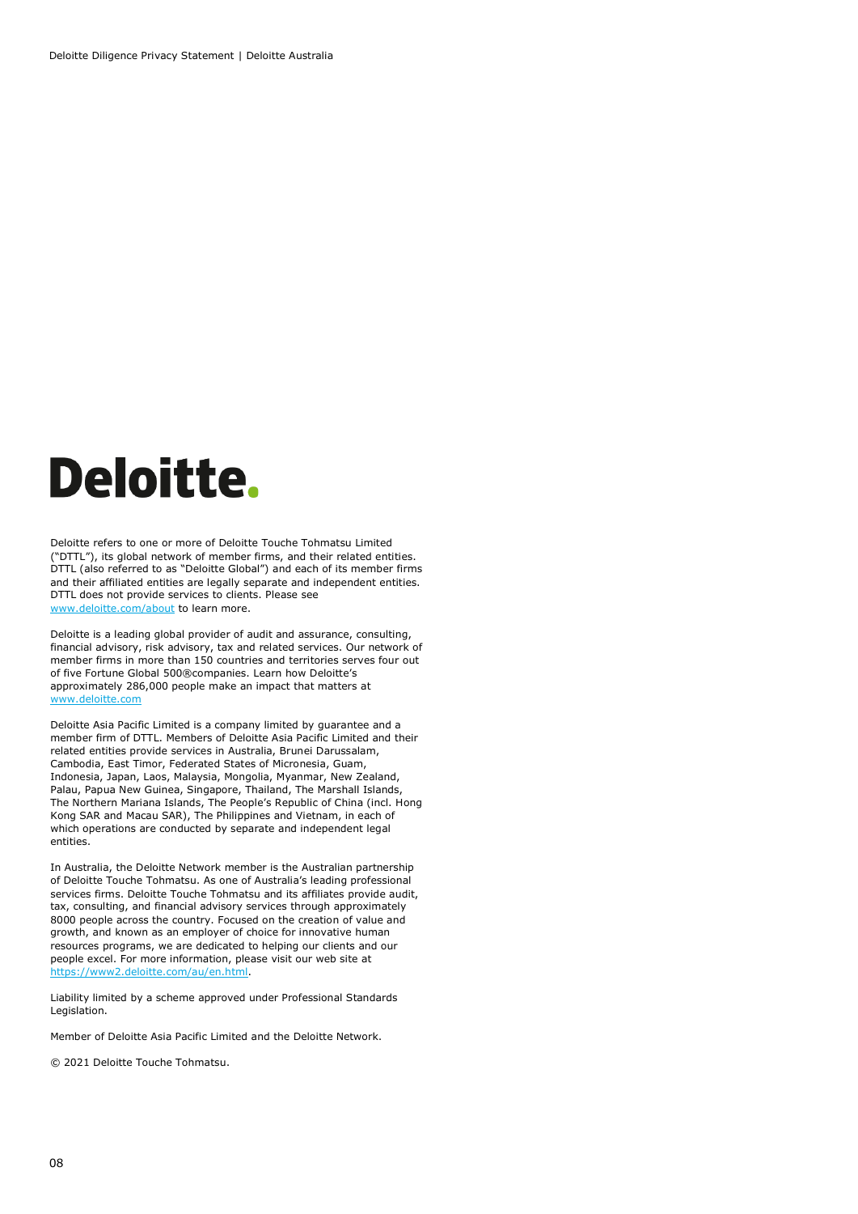Deloitte.

Deloitte refers to one or more of Deloitte Touche Tohmatsu Limited ("DTTL"), its global network of member firms, and their related entities. DTTL (also referred to as "Deloitte Global") and each of its member firms and their affiliated entities are legally separate and independent entities. DTTL does not provide services to clients. Please see [www.deloitte.com/about](http://www.deloitte.com/about) to learn more.

Deloitte is a leading global provider of audit and assurance, consulting, financial advisory, risk advisory, tax and related services. Our network of member firms in more than 150 countries and territories serves four out of five Fortune Global 500®companies. Learn how Deloitte's approximately 286,000 people make an impact that matters at [www.deloitte.com](http://www.deloitte.com)

Deloitte Asia Pacific Limited is a company limited by guarantee and a member firm of DTTL. Members of Deloitte Asia Pacific Limited and their related entities provide services in Australia, Brunei Darussalam, Cambodia, East Timor, Federated States of Micronesia, Guam, Indonesia, Japan, Laos, Malaysia, Mongolia, Myanmar, New Zealand, Palau, Papua New Guinea, Singapore, Thailand, The Marshall Islands, The Northern Mariana Islands, The People's Republic of China (incl. Hong Kong SAR and Macau SAR), The Philippines and Vietnam, in each of which operations are conducted by separate and independent legal entities.

In Australia, the Deloitte Network member is the Australian partnership of Deloitte Touche Tohmatsu. As one of Australia's leading professional services firms. Deloitte Touche Tohmatsu and its affiliates provide audit, tax, consulting, and financial advisory services through approximately 8000 people across the country. Focused on the creation of value and growth, and known as an employer of choice for innovative human resources programs, we are dedicated to helping our clients and our people excel. For more information, please visit our web site at [https://www2.deloitte.com/au/en.html](https://www2.deloitte.com/au/en.html).

Liability limited by a scheme approved under Professional Standards Legislation.

Member of Deloitte Asia Pacific Limited and the Deloitte Network.

© 2021 Deloitte Touche Tohmatsu.